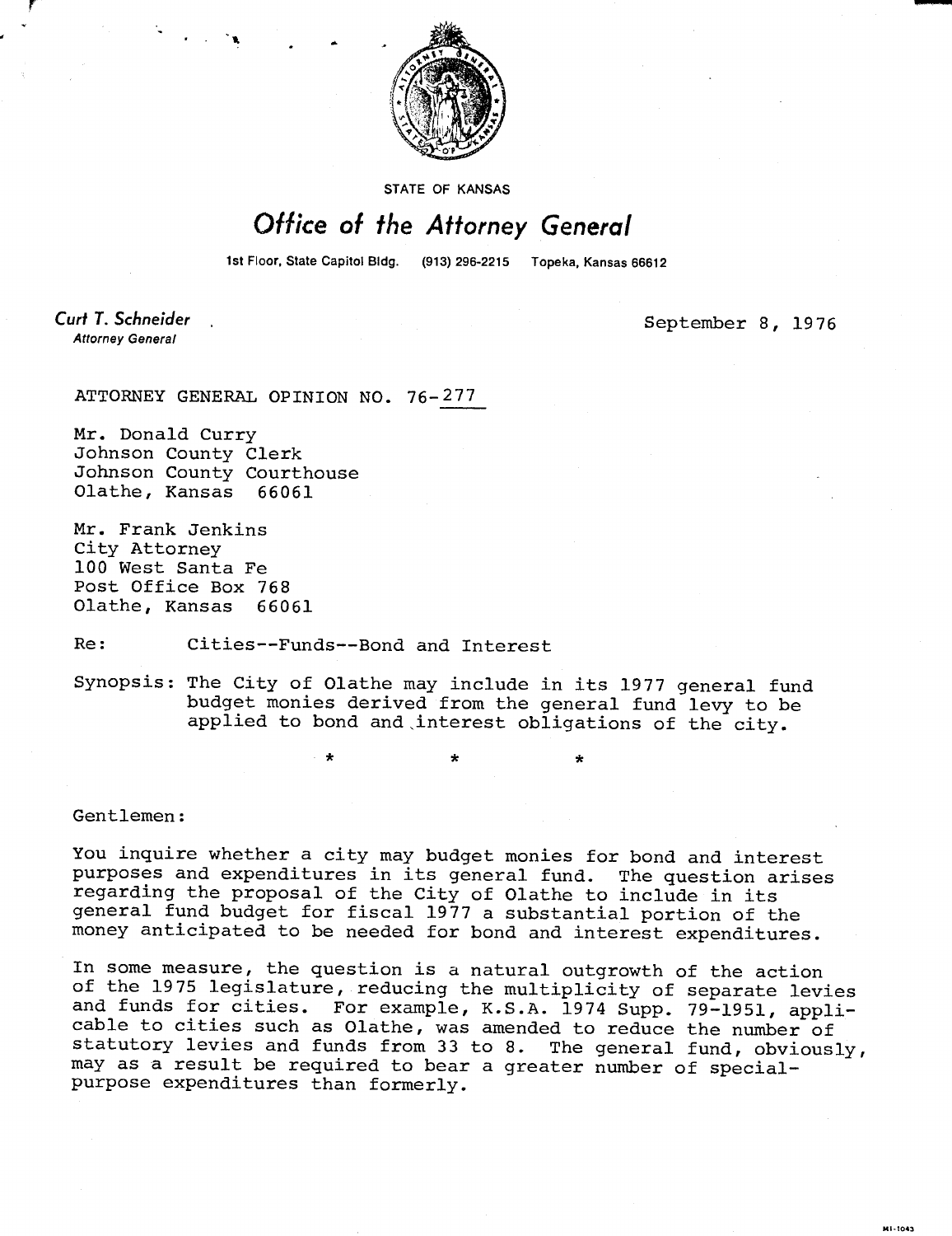STATE OF KANSAS

# Office of the Attorney General

1st Floor, State Capitol Bldg. (913) 296-2215 Topeka, Kansas 66612

**Curt T. Schneider**
*Attorney General*

September 8, 1976

ATTORNEY GENERAL OPINION NO. 76-277

Mr. Donald Curry
Johnson County Clerk
Johnson County Courthouse
Olathe, Kansas 66061

Mr. Frank Jenkins
City Attorney
100 West Santa Fe
Post Office Box 768
Olathe, Kansas 66061

Re: Cities--Funds--Bond and Interest

Synopsis: The City of Olathe may include in its 1977 general fund budget monies derived from the general fund levy to be applied to bond and interest obligations of the city.

\* \* \*

Gentlemen:

You inquire whether a city may budget monies for bond and interest purposes and expenditures in its general fund. The question arises regarding the proposal of the City of Olathe to include in its general fund budget for fiscal 1977 a substantial portion of the money anticipated to be needed for bond and interest expenditures.

In some measure, the question is a natural outgrowth of the action of the 1975 legislature, reducing the multiplicity of separate levies and funds for cities. For example, K.S.A. 1974 Supp. 79-1951, applicable to cities such as Olathe, was amended to reduce the number of statutory levies and funds from 33 to 8. The general fund, obviously, may as a result be required to bear a greater number of special-purpose expenditures than formerly.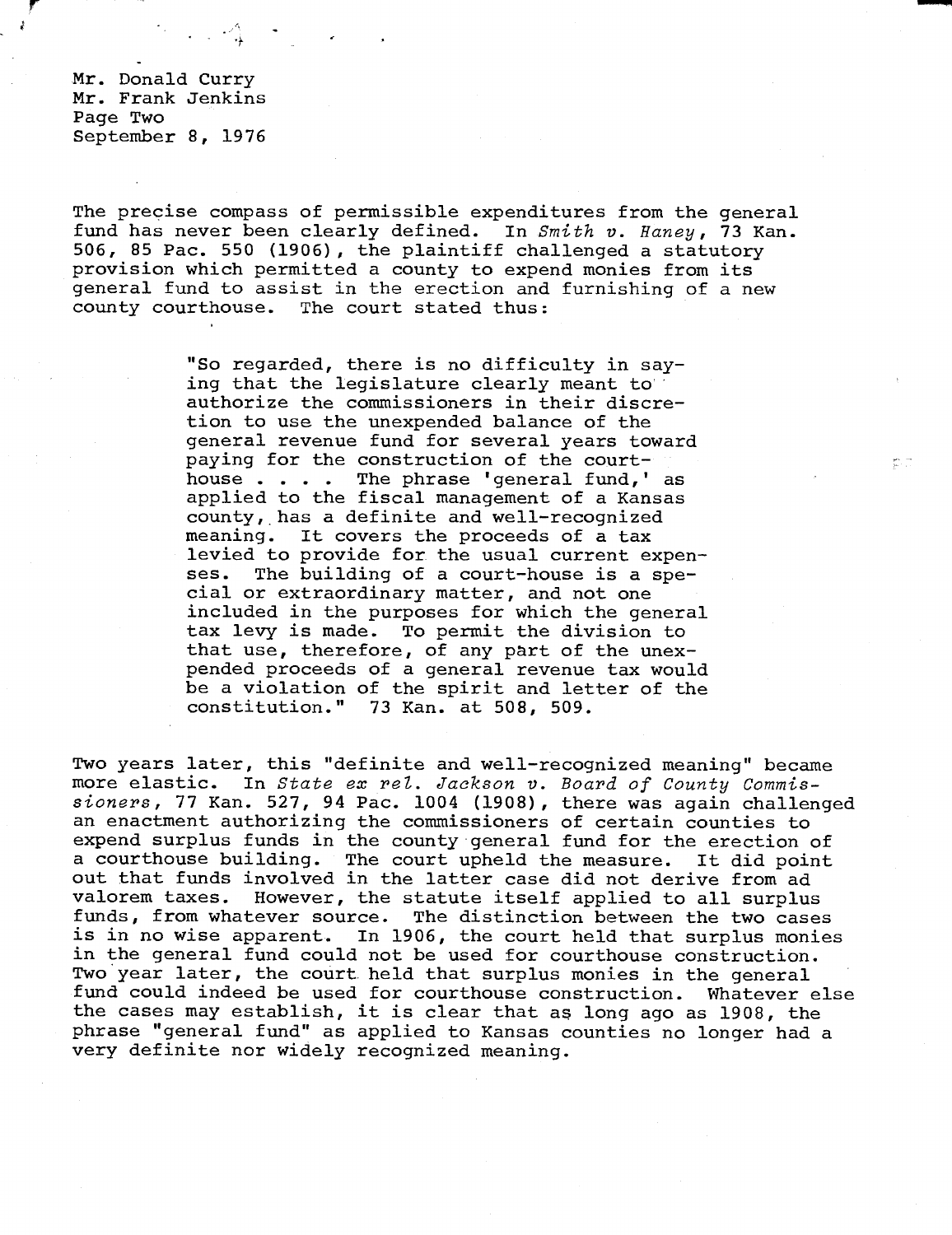Mr. Donald Curry
Mr. Frank Jenkins
Page Two
September 8, 1976

The precise compass of permissible expenditures from the general fund has never been clearly defined. In *Smith v. Haney*, 73 Kan. 506, 85 Pac. 550 (1906), the plaintiff challenged a statutory provision which permitted a county to expend monies from its general fund to assist in the erection and furnishing of a new county courthouse. The court stated thus:

> "So regarded, there is no difficulty in saying that the legislature clearly meant to authorize the commissioners in their discretion to use the unexpended balance of the general revenue fund for several years toward paying for the construction of the court-house . . . . The phrase 'general fund,' as applied to the fiscal management of a Kansas county, has a definite and well-recognized meaning. It covers the proceeds of a tax levied to provide for the usual current expenses. The building of a court-house is a special or extraordinary matter, and not one included in the purposes for which the general tax levy is made. To permit the division to that use, therefore, of any part of the unexpended proceeds of a general revenue tax would be a violation of the spirit and letter of the constitution." 73 Kan. at 508, 509.

Two years later, this "definite and well-recognized meaning" became more elastic. In *State ex rel. Jackson v. Board of County Commissioners*, 77 Kan. 527, 94 Pac. 1004 (1908), there was again challenged an enactment authorizing the commissioners of certain counties to expend surplus funds in the county general fund for the erection of a courthouse building. The court upheld the measure. It did point out that funds involved in the latter case did not derive from ad valorem taxes. However, the statute itself applied to all surplus funds, from whatever source. The distinction between the two cases is in no wise apparent. In 1906, the court held that surplus monies in the general fund could not be used for courthouse construction. Two year later, the court held that surplus monies in the general fund could indeed be used for courthouse construction. Whatever else the cases may establish, it is clear that as long ago as 1908, the phrase "general fund" as applied to Kansas counties no longer had a very definite nor widely recognized meaning.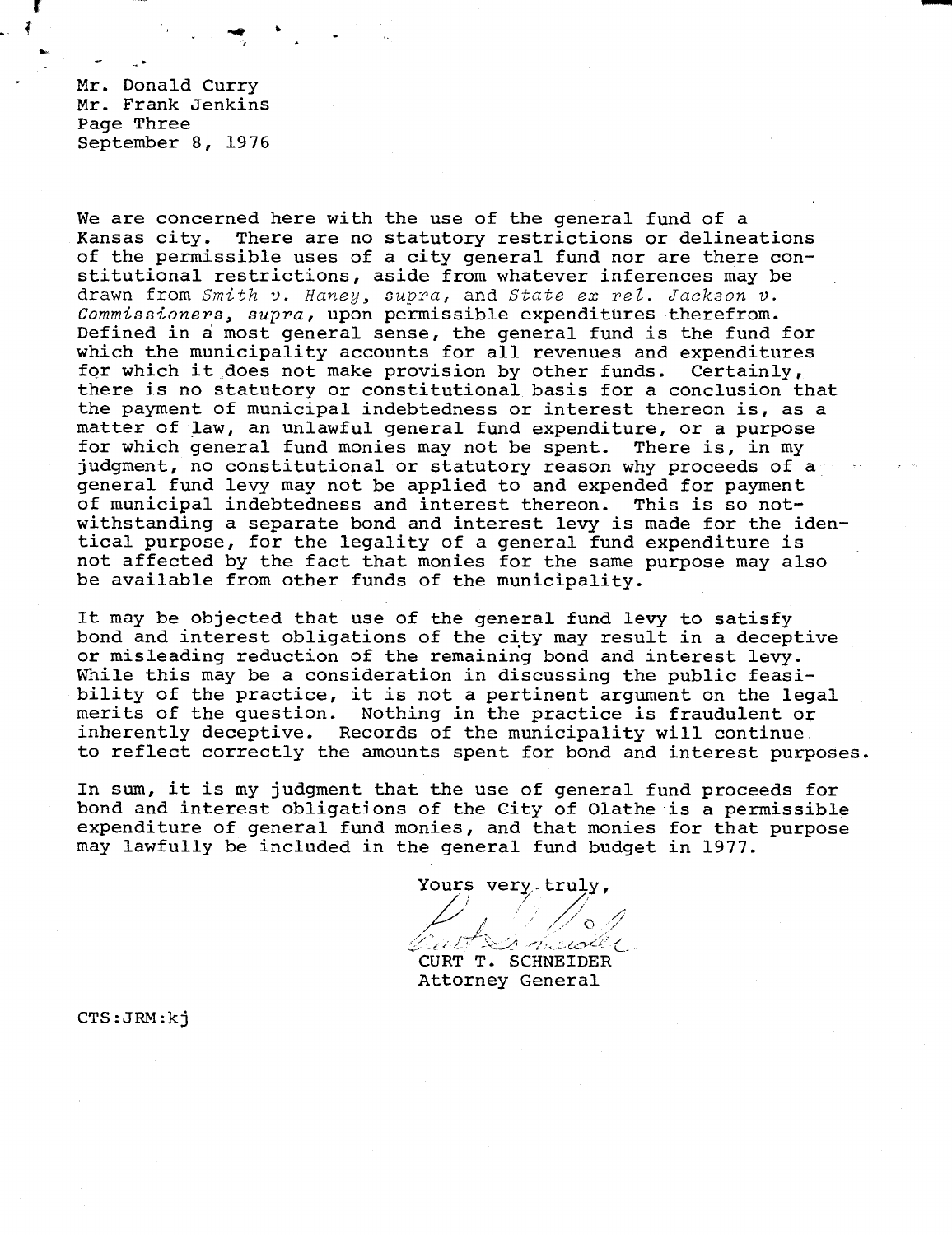Mr. Donald Curry
Mr. Frank Jenkins
Page Three
September 8, 1976

We are concerned here with the use of the general fund of a Kansas city. There are no statutory restrictions or delineations of the permissible uses of a city general fund nor are there constitutional restrictions, aside from whatever inferences may be drawn from *Smith v. Haney, supra,* and *State ex rel. Jackson v. Commissioners, supra,* upon permissible expenditures therefrom. Defined in a most general sense, the general fund is the fund for which the municipality accounts for all revenues and expenditures for which it does not make provision by other funds. Certainly, there is no statutory or constitutional basis for a conclusion that the payment of municipal indebtedness or interest thereon is, as a matter of law, an unlawful general fund expenditure, or a purpose for which general fund monies may not be spent. There is, in my judgment, no constitutional or statutory reason why proceeds of a general fund levy may not be applied to and expended for payment of municipal indebtedness and interest thereon. This is so notwithstanding a separate bond and interest levy is made for the identical purpose, for the legality of a general fund expenditure is not affected by the fact that monies for the same purpose may also be available from other funds of the municipality.

It may be objected that use of the general fund levy to satisfy bond and interest obligations of the city may result in a deceptive or misleading reduction of the remaining bond and interest levy. While this may be a consideration in discussing the public feasibility of the practice, it is not a pertinent argument on the legal merits of the question. Nothing in the practice is fraudulent or inherently deceptive. Records of the municipality will continue to reflect correctly the amounts spent for bond and interest purposes.

In sum, it is my judgment that the use of general fund proceeds for bond and interest obligations of the City of Olathe is a permissible expenditure of general fund monies, and that monies for that purpose may lawfully be included in the general fund budget in 1977.

Yours very truly,

CURT T. SCHNEIDER
Attorney General

CTS:JRM:kj